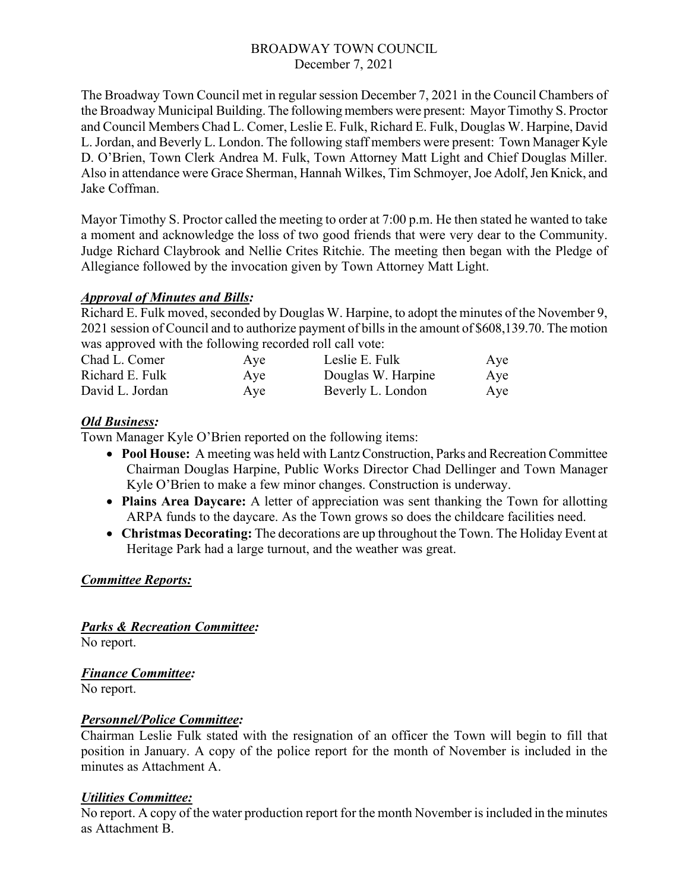# BROADWAY TOWN COUNCIL
December 7, 2021

The Broadway Town Council met in regular session December 7, 2021 in the Council Chambers of the Broadway Municipal Building. The following members were present: Mayor Timothy S. Proctor and Council Members Chad L. Comer, Leslie E. Fulk, Richard E. Fulk, Douglas W. Harpine, David L. Jordan, and Beverly L. London. The following staff members were present: Town Manager Kyle D. O'Brien, Town Clerk Andrea M. Fulk, Town Attorney Matt Light and Chief Douglas Miller. Also in attendance were Grace Sherman, Hannah Wilkes, Tim Schmoyer, Joe Adolf, Jen Knick, and Jake Coffman.

Mayor Timothy S. Proctor called the meeting to order at 7:00 p.m. He then stated he wanted to take a moment and acknowledge the loss of two good friends that were very dear to the Community. Judge Richard Claybrook and Nellie Crites Ritchie. The meeting then began with the Pledge of Allegiance followed by the invocation given by Town Attorney Matt Light.

### ***Approval of Minutes and Bills:***

Richard E. Fulk moved, seconded by Douglas W. Harpine, to adopt the minutes of the November 9, 2021 session of Council and to authorize payment of bills in the amount of $608,139.70. The motion was approved with the following recorded roll call vote:

| | | | |
|---|---|---|---|
| Chad L. Comer | Aye | Leslie E. Fulk | Aye |
| Richard E. Fulk | Aye | Douglas W. Harpine | Aye |
| David L. Jordan | Aye | Beverly L. London | Aye |

### ***Old Business:***

Town Manager Kyle O'Brien reported on the following items:

- **Pool House:** A meeting was held with Lantz Construction, Parks and Recreation Committee Chairman Douglas Harpine, Public Works Director Chad Dellinger and Town Manager Kyle O'Brien to make a few minor changes. Construction is underway.
- **Plains Area Daycare:** A letter of appreciation was sent thanking the Town for allotting ARPA funds to the daycare. As the Town grows so does the childcare facilities need.
- **Christmas Decorating:** The decorations are up throughout the Town. The Holiday Event at Heritage Park had a large turnout, and the weather was great.

### ***Committee Reports:***

### ***Parks & Recreation Committee:***

No report.

### ***Finance Committee:***

No report.

### ***Personnel/Police Committee:***

Chairman Leslie Fulk stated with the resignation of an officer the Town will begin to fill that position in January. A copy of the police report for the month of November is included in the minutes as Attachment A.

### ***Utilities Committee:***

No report. A copy of the water production report for the month November is included in the minutes as Attachment B.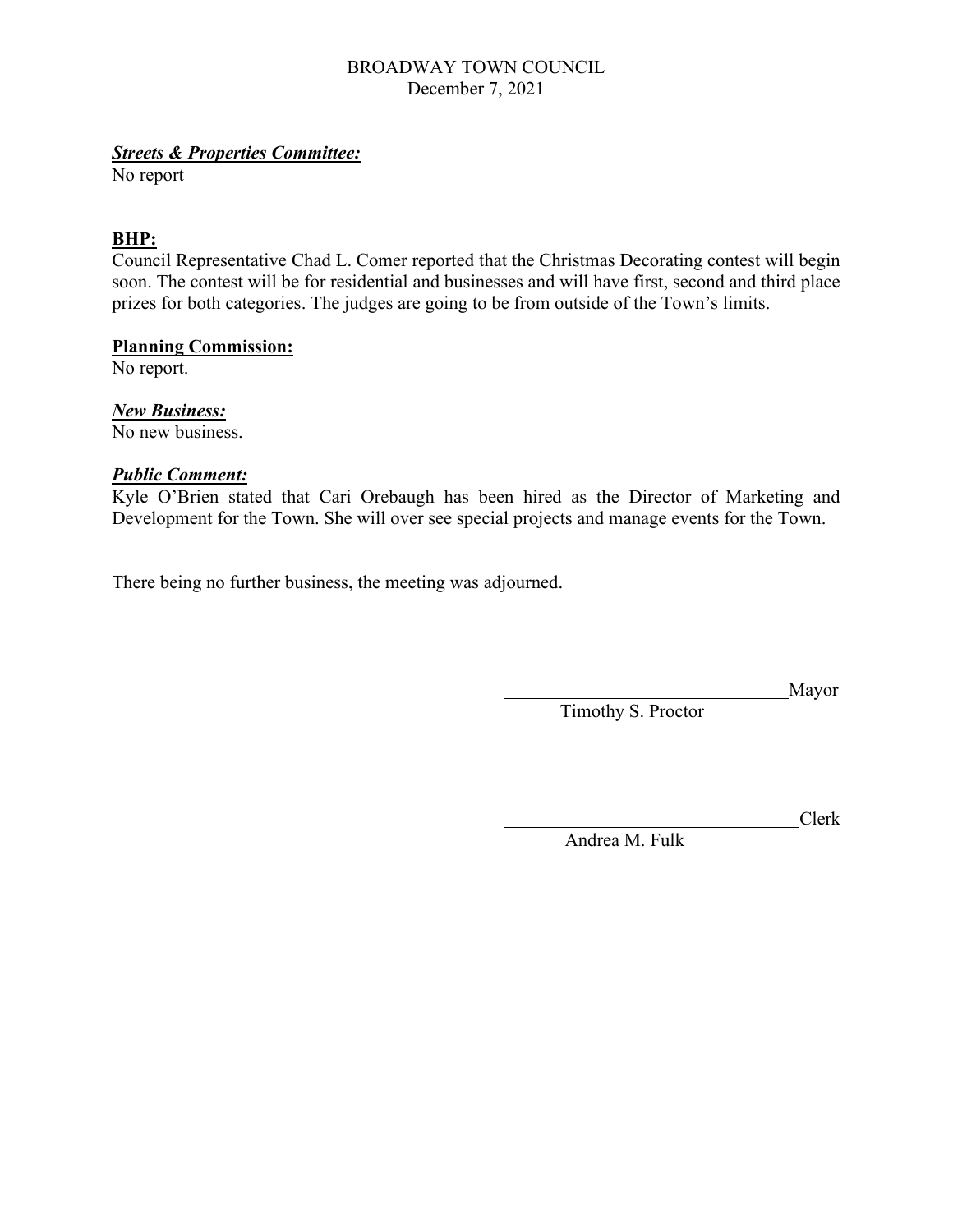***Streets & Properties Committee:***
No report

**BHP:**
Council Representative Chad L. Comer reported that the Christmas Decorating contest will begin soon. The contest will be for residential and businesses and will have first, second and third place prizes for both categories. The judges are going to be from outside of the Town's limits.

**Planning Commission:**
No report.

***New Business:***
No new business.

***Public Comment:***
Kyle O'Brien stated that Cari Orebaugh has been hired as the Director of Marketing and Development for the Town. She will over see special projects and manage events for the Town.

There being no further business, the meeting was adjourned.

_______________________________Mayor
Timothy S. Proctor

_______________________________Clerk
Andrea M. Fulk